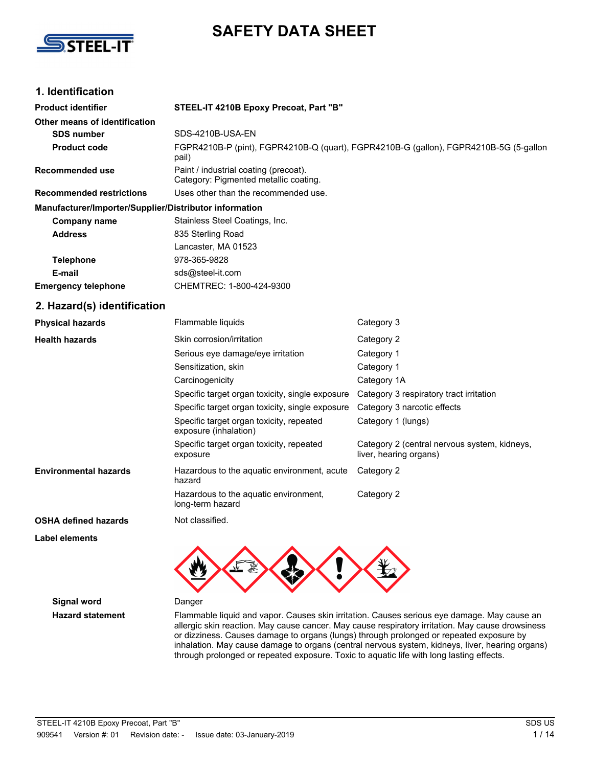# SAFETY DATA SHEET

## 1. Identification

| | |
|---|---|
| **Product identifier** | **STEEL-IT 4210B Epoxy Precoat, Part "B"** |
| **Other means of identification** | |
| **SDS number** | SDS-4210B-USA-EN |
| **Product code** | FGPR4210B-P (pint), FGPR4210B-Q (quart), FGPR4210B-G (gallon), FGPR4210B-5G (5-gallon pail) |
| **Recommended use** | Paint / industrial coating (precoat). Category: Pigmented metallic coating. |
| **Recommended restrictions** | Uses other than the recommended use. |

**Manufacturer/Importer/Supplier/Distributor information**

| | |
|---|---|
| **Company name** | Stainless Steel Coatings, Inc. |
| **Address** | 835 Sterling Road<br>Lancaster, MA 01523 |
| **Telephone** | 978-365-9828 |
| **E-mail** | sds@steel-it.com |
| **Emergency telephone** | CHEMTREC: 1-800-424-9300 |

## 2. Hazard(s) identification

| | | |
|---|---|---|
| **Physical hazards** | Flammable liquids | Category 3 |
| **Health hazards** | Skin corrosion/irritation | Category 2 |
| | Serious eye damage/eye irritation | Category 1 |
| | Sensitization, skin | Category 1 |
| | Carcinogenicity | Category 1A |
| | Specific target organ toxicity, single exposure | Category 3 respiratory tract irritation |
| | Specific target organ toxicity, single exposure | Category 3 narcotic effects |
| | Specific target organ toxicity, repeated exposure (inhalation) | Category 1 (lungs) |
| | Specific target organ toxicity, repeated exposure | Category 2 (central nervous system, kidneys, liver, hearing organs) |
| **Environmental hazards** | Hazardous to the aquatic environment, acute hazard | Category 2 |
| | Hazardous to the aquatic environment, long-term hazard | Category 2 |
| **OSHA defined hazards** | Not classified. | |

**Label elements**

| | |
|---|---|
| **Signal word** | Danger |
| **Hazard statement** | Flammable liquid and vapor. Causes skin irritation. Causes serious eye damage. May cause an allergic skin reaction. May cause cancer. May cause respiratory irritation. May cause drowsiness or dizziness. Causes damage to organs (lungs) through prolonged or repeated exposure by inhalation. May cause damage to organs (central nervous system, kidneys, liver, hearing organs) through prolonged or repeated exposure. Toxic to aquatic life with long lasting effects. |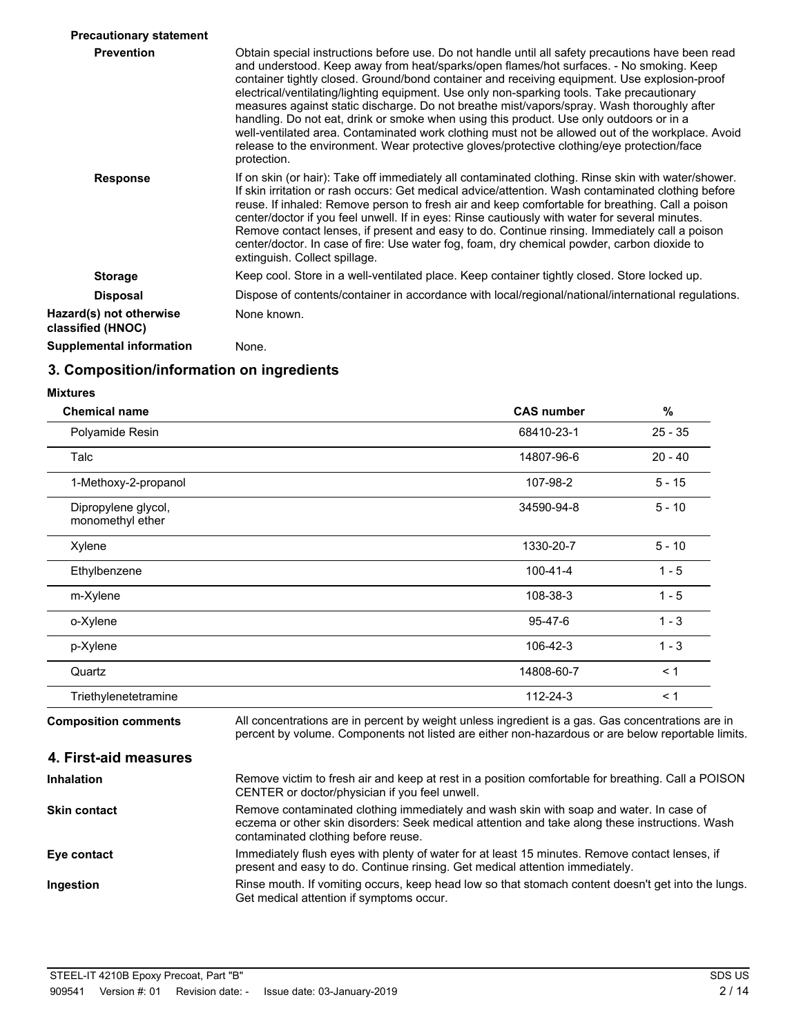**Precautionary statement**

| | |
|---|---|
| **Prevention** | Obtain special instructions before use. Do not handle until all safety precautions have been read and understood. Keep away from heat/sparks/open flames/hot surfaces. - No smoking. Keep container tightly closed. Ground/bond container and receiving equipment. Use explosion-proof electrical/ventilating/lighting equipment. Use only non-sparking tools. Take precautionary measures against static discharge. Do not breathe mist/vapors/spray. Wash thoroughly after handling. Do not eat, drink or smoke when using this product. Use only outdoors or in a well-ventilated area. Contaminated work clothing must not be allowed out of the workplace. Avoid release to the environment. Wear protective gloves/protective clothing/eye protection/face protection. |
| **Response** | If on skin (or hair): Take off immediately all contaminated clothing. Rinse skin with water/shower. If skin irritation or rash occurs: Get medical advice/attention. Wash contaminated clothing before reuse. If inhaled: Remove person to fresh air and keep comfortable for breathing. Call a poison center/doctor if you feel unwell. If in eyes: Rinse cautiously with water for several minutes. Remove contact lenses, if present and easy to do. Continue rinsing. Immediately call a poison center/doctor. In case of fire: Use water fog, foam, dry chemical powder, carbon dioxide to extinguish. Collect spillage. |
| **Storage** | Keep cool. Store in a well-ventilated place. Keep container tightly closed. Store locked up. |
| **Disposal** | Dispose of contents/container in accordance with local/regional/national/international regulations. |

**Hazard(s) not otherwise classified (HNOC)** None known.

**Supplemental information** None.

## 3. Composition/information on ingredients

**Mixtures**

| Chemical name | CAS number | % |
|---|---|---|
| Polyamide Resin | 68410-23-1 | 25 - 35 |
| Talc | 14807-96-6 | 20 - 40 |
| 1-Methoxy-2-propanol | 107-98-2 | 5 - 15 |
| Dipropylene glycol, monomethyl ether | 34590-94-8 | 5 - 10 |
| Xylene | 1330-20-7 | 5 - 10 |
| Ethylbenzene | 100-41-4 | 1 - 5 |
| m-Xylene | 108-38-3 | 1 - 5 |
| o-Xylene | 95-47-6 | 1 - 3 |
| p-Xylene | 106-42-3 | 1 - 3 |
| Quartz | 14808-60-7 | < 1 |
| Triethylenetetramine | 112-24-3 | < 1 |

**Composition comments** All concentrations are in percent by weight unless ingredient is a gas. Gas concentrations are in percent by volume. Components not listed are either non-hazardous or are below reportable limits.

## 4. First-aid measures

| | |
|---|---|
| **Inhalation** | Remove victim to fresh air and keep at rest in a position comfortable for breathing. Call a POISON CENTER or doctor/physician if you feel unwell. |
| **Skin contact** | Remove contaminated clothing immediately and wash skin with soap and water. In case of eczema or other skin disorders: Seek medical attention and take along these instructions. Wash contaminated clothing before reuse. |
| **Eye contact** | Immediately flush eyes with plenty of water for at least 15 minutes. Remove contact lenses, if present and easy to do. Continue rinsing. Get medical attention immediately. |
| **Ingestion** | Rinse mouth. If vomiting occurs, keep head low so that stomach content doesn't get into the lungs. Get medical attention if symptoms occur. |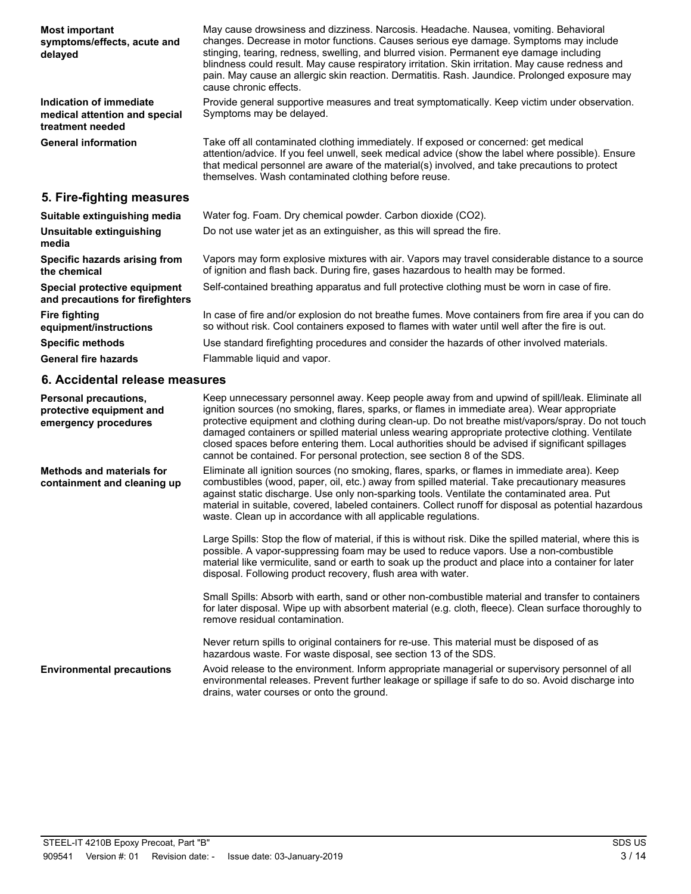**Most important symptoms/effects, acute and delayed**

May cause drowsiness and dizziness. Narcosis. Headache. Nausea, vomiting. Behavioral changes. Decrease in motor functions. Causes serious eye damage. Symptoms may include stinging, tearing, redness, swelling, and blurred vision. Permanent eye damage including blindness could result. May cause respiratory irritation. Skin irritation. May cause redness and pain. May cause an allergic skin reaction. Dermatitis. Rash. Jaundice. Prolonged exposure may cause chronic effects.

**Indication of immediate medical attention and special treatment needed**

Provide general supportive measures and treat symptomatically. Keep victim under observation. Symptoms may be delayed.

**General information**

Take off all contaminated clothing immediately. If exposed or concerned: get medical attention/advice. If you feel unwell, seek medical advice (show the label where possible). Ensure that medical personnel are aware of the material(s) involved, and take precautions to protect themselves. Wash contaminated clothing before reuse.

## 5. Fire-fighting measures

**Suitable extinguishing media**

Water fog. Foam. Dry chemical powder. Carbon dioxide ($CO_2$).

**Unsuitable extinguishing media**

Do not use water jet as an extinguisher, as this will spread the fire.

**Specific hazards arising from the chemical**

Vapors may form explosive mixtures with air. Vapors may travel considerable distance to a source of ignition and flash back. During fire, gases hazardous to health may be formed.

**Special protective equipment and precautions for firefighters**

Self-contained breathing apparatus and full protective clothing must be worn in case of fire.

**Fire fighting equipment/instructions**

In case of fire and/or explosion do not breathe fumes. Move containers from fire area if you can do so without risk. Cool containers exposed to flames with water until well after the fire is out.

**Specific methods**

Use standard firefighting procedures and consider the hazards of other involved materials.

**General fire hazards**

Flammable liquid and vapor.

## 6. Accidental release measures

**Personal precautions, protective equipment and emergency procedures**

Keep unnecessary personnel away. Keep people away from and upwind of spill/leak. Eliminate all ignition sources (no smoking, flares, sparks, or flames in immediate area). Wear appropriate protective equipment and clothing during clean-up. Do not breathe mist/vapors/spray. Do not touch damaged containers or spilled material unless wearing appropriate protective clothing. Ventilate closed spaces before entering them. Local authorities should be advised if significant spillages cannot be contained. For personal protection, see section 8 of the SDS.

**Methods and materials for containment and cleaning up**

Eliminate all ignition sources (no smoking, flares, sparks, or flames in immediate area). Keep combustibles (wood, paper, oil, etc.) away from spilled material. Take precautionary measures against static discharge. Use only non-sparking tools. Ventilate the contaminated area. Put material in suitable, covered, labeled containers. Collect runoff for disposal as potential hazardous waste. Clean up in accordance with all applicable regulations.

Large Spills: Stop the flow of material, if this is without risk. Dike the spilled material, where this is possible. A vapor-suppressing foam may be used to reduce vapors. Use a non-combustible material like vermiculite, sand or earth to soak up the product and place into a container for later disposal. Following product recovery, flush area with water.

Small Spills: Absorb with earth, sand or other non-combustible material and transfer to containers for later disposal. Wipe up with absorbent material (e.g. cloth, fleece). Clean surface thoroughly to remove residual contamination.

Never return spills to original containers for re-use. This material must be disposed of as hazardous waste. For waste disposal, see section 13 of the SDS.

**Environmental precautions**

Avoid release to the environment. Inform appropriate managerial or supervisory personnel of all environmental releases. Prevent further leakage or spillage if safe to do so. Avoid discharge into drains, water courses or onto the ground.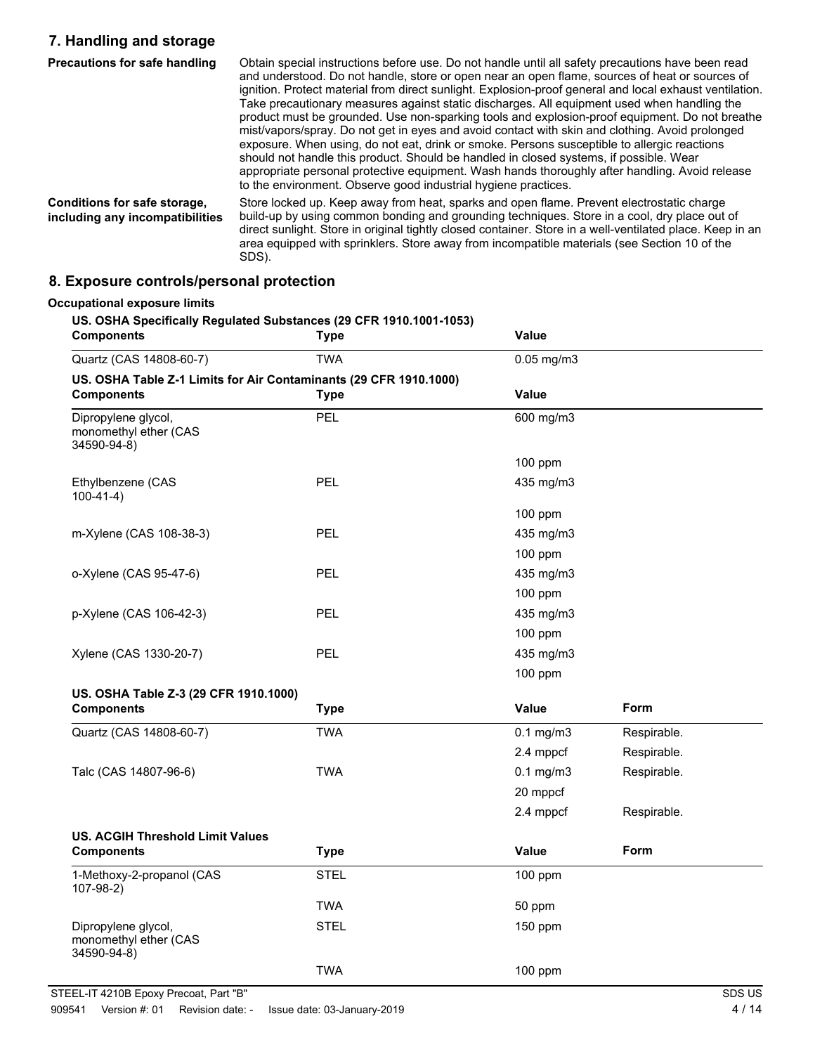## 7. Handling and storage

**Precautions for safe handling**

Obtain special instructions before use. Do not handle until all safety precautions have been read and understood. Do not handle, store or open near an open flame, sources of heat or sources of ignition. Protect material from direct sunlight. Explosion-proof general and local exhaust ventilation. Take precautionary measures against static discharges. All equipment used when handling the product must be grounded. Use non-sparking tools and explosion-proof equipment. Do not breathe mist/vapors/spray. Do not get in eyes and avoid contact with skin and clothing. Avoid prolonged exposure. When using, do not eat, drink or smoke. Persons susceptible to allergic reactions should not handle this product. Should be handled in closed systems, if possible. Wear appropriate personal protective equipment. Wash hands thoroughly after handling. Avoid release to the environment. Observe good industrial hygiene practices.

**Conditions for safe storage, including any incompatibilities**

Store locked up. Keep away from heat, sparks and open flame. Prevent electrostatic charge build-up by using common bonding and grounding techniques. Store in a cool, dry place out of direct sunlight. Store in original tightly closed container. Store in a well-ventilated place. Keep in an area equipped with sprinklers. Store away from incompatible materials (see Section 10 of the SDS).

## 8. Exposure controls/personal protection

**Occupational exposure limits**

**US. OSHA Specifically Regulated Substances (29 CFR 1910.1001-1053)**

| Components | Type | Value |
|---|---|---|
| Quartz (CAS 14808-60-7) | TWA | 0.05 mg/m3 |

**US. OSHA Table Z-1 Limits for Air Contaminants (29 CFR 1910.1000)**

| Components | Type | Value |
|---|---|---|
| Dipropylene glycol, monomethyl ether (CAS 34590-94-8) | PEL | 600 mg/m3 |
| | | 100 ppm |
| Ethylbenzene (CAS 100-41-4) | PEL | 435 mg/m3 |
| | | 100 ppm |
| m-Xylene (CAS 108-38-3) | PEL | 435 mg/m3 |
| | | 100 ppm |
| o-Xylene (CAS 95-47-6) | PEL | 435 mg/m3 |
| | | 100 ppm |
| p-Xylene (CAS 106-42-3) | PEL | 435 mg/m3 |
| | | 100 ppm |
| Xylene (CAS 1330-20-7) | PEL | 435 mg/m3 |
| | | 100 ppm |

**US. OSHA Table Z-3 (29 CFR 1910.1000)**

| Components | Type | Value | Form |
|---|---|---|---|
| Quartz (CAS 14808-60-7) | TWA | 0.1 mg/m3 | Respirable. |
| | | 2.4 mppcf | Respirable. |
| Talc (CAS 14807-96-6) | TWA | 0.1 mg/m3 | Respirable. |
| | | 20 mppcf | |
| | | 2.4 mppcf | Respirable. |

**US. ACGIH Threshold Limit Values**

| Components | Type | Value | Form |
|---|---|---|---|
| 1-Methoxy-2-propanol (CAS 107-98-2) | STEL | 100 ppm | |
| | TWA | 50 ppm | |
| Dipropylene glycol, monomethyl ether (CAS 34590-94-8) | STEL | 150 ppm | |
| | TWA | 100 ppm | |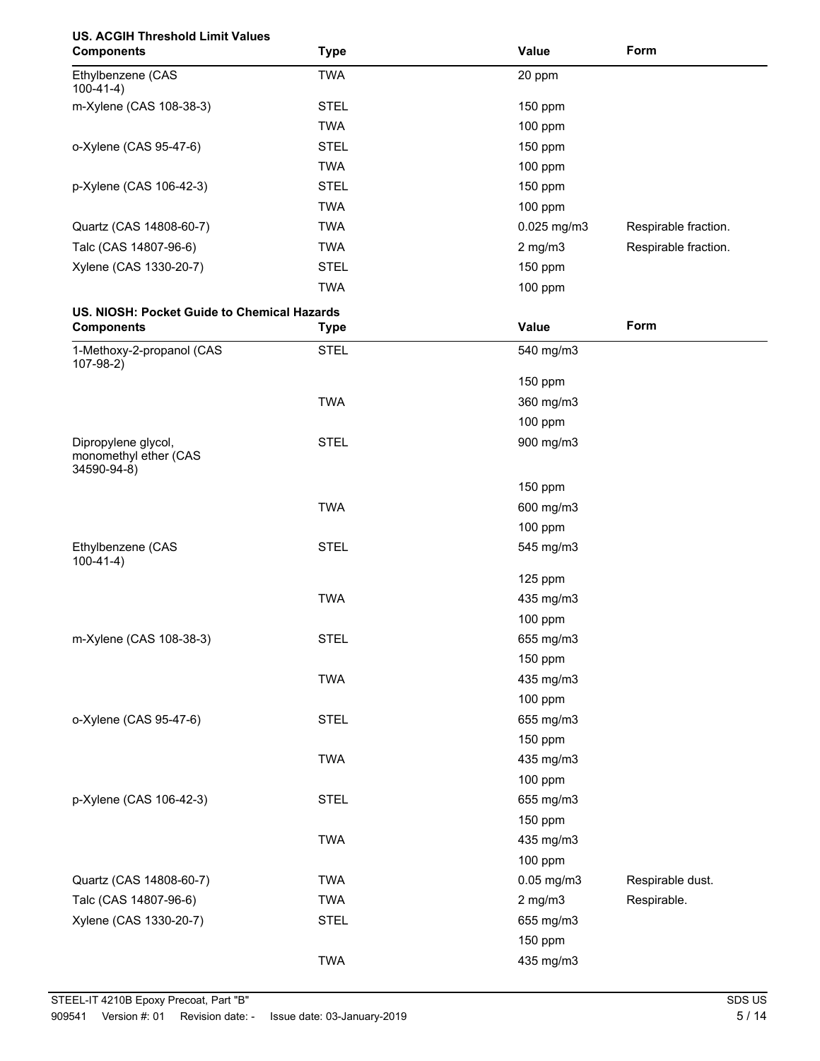**US. ACGIH Threshold Limit Values**

| Components | Type | Value | Form |
| --- | --- | --- | --- |
| Ethylbenzene (CAS 100-41-4) | TWA | 20 ppm | |
| m-Xylene (CAS 108-38-3) | STEL | 150 ppm | |
| | TWA | 100 ppm | |
| o-Xylene (CAS 95-47-6) | STEL | 150 ppm | |
| | TWA | 100 ppm | |
| p-Xylene (CAS 106-42-3) | STEL | 150 ppm | |
| | TWA | 100 ppm | |
| Quartz (CAS 14808-60-7) | TWA | 0.025 mg/m3 | Respirable fraction. |
| Talc (CAS 14807-96-6) | TWA | 2 mg/m3 | Respirable fraction. |
| Xylene (CAS 1330-20-7) | STEL | 150 ppm | |
| | TWA | 100 ppm | |

**US. NIOSH: Pocket Guide to Chemical Hazards**

| Components | Type | Value | Form |
| --- | --- | --- | --- |
| 1-Methoxy-2-propanol (CAS 107-98-2) | STEL | 540 mg/m3 | |
| | | 150 ppm | |
| | TWA | 360 mg/m3 | |
| | | 100 ppm | |
| Dipropylene glycol, monomethyl ether (CAS 34590-94-8) | STEL | 900 mg/m3 | |
| | | 150 ppm | |
| | TWA | 600 mg/m3 | |
| | | 100 ppm | |
| Ethylbenzene (CAS 100-41-4) | STEL | 545 mg/m3 | |
| | | 125 ppm | |
| | TWA | 435 mg/m3 | |
| | | 100 ppm | |
| m-Xylene (CAS 108-38-3) | STEL | 655 mg/m3 | |
| | | 150 ppm | |
| | TWA | 435 mg/m3 | |
| | | 100 ppm | |
| o-Xylene (CAS 95-47-6) | STEL | 655 mg/m3 | |
| | | 150 ppm | |
| | TWA | 435 mg/m3 | |
| | | 100 ppm | |
| p-Xylene (CAS 106-42-3) | STEL | 655 mg/m3 | |
| | | 150 ppm | |
| | TWA | 435 mg/m3 | |
| | | 100 ppm | |
| Quartz (CAS 14808-60-7) | TWA | 0.05 mg/m3 | Respirable dust. |
| Talc (CAS 14807-96-6) | TWA | 2 mg/m3 | Respirable. |
| Xylene (CAS 1330-20-7) | STEL | 655 mg/m3 | |
| | | 150 ppm | |
| | TWA | 435 mg/m3 | |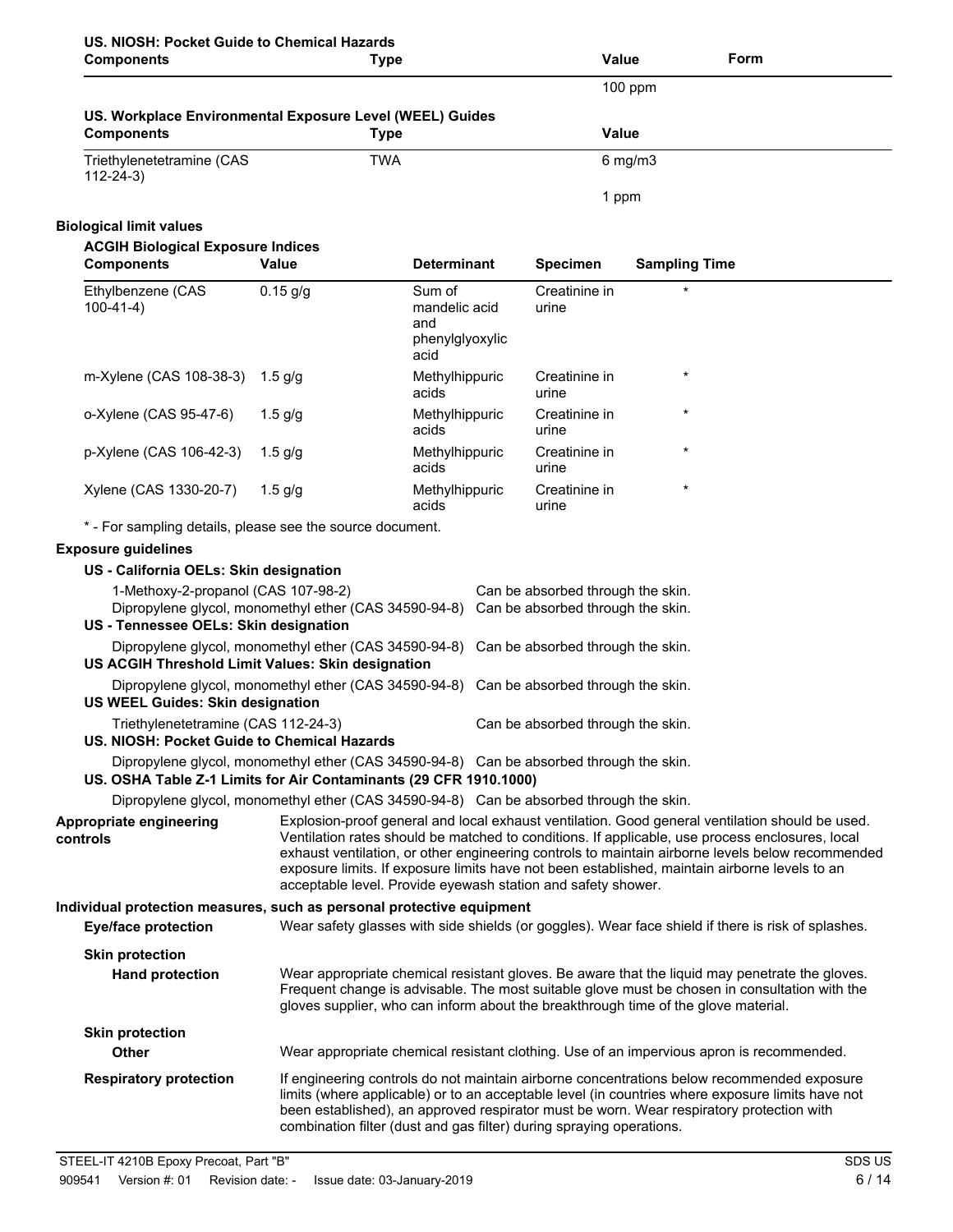**US. NIOSH: Pocket Guide to Chemical Hazards**

| Components | Type | Value | Form |
|---|---|---|---|
| | | 100 ppm | |

**US. Workplace Environmental Exposure Level (WEEL) Guides**

| Components | Type | Value |
|---|---|---|
| Triethylenetetramine (CAS 112-24-3) | TWA | 6 mg/m3 |
| | | 1 ppm |

## Biological limit values

**ACGIH Biological Exposure Indices**

| Components | Value | Determinant | Specimen | Sampling Time |
|---|---|---|---|---|
| Ethylbenzene (CAS 100-41-4) | 0.15 g/g | Sum of mandelic acid and phenylglyoxylic acid | Creatinine in urine | * |
| m-Xylene (CAS 108-38-3) | 1.5 g/g | Methylhippuric acids | Creatinine in urine | * |
| o-Xylene (CAS 95-47-6) | 1.5 g/g | Methylhippuric acids | Creatinine in urine | * |
| p-Xylene (CAS 106-42-3) | 1.5 g/g | Methylhippuric acids | Creatinine in urine | * |
| Xylene (CAS 1330-20-7) | 1.5 g/g | Methylhippuric acids | Creatinine in urine | * |

* - For sampling details, please see the source document.

## Exposure guidelines

**US - California OELs: Skin designation**

1-Methoxy-2-propanol (CAS 107-98-2) Can be absorbed through the skin.
Dipropylene glycol, monomethyl ether (CAS 34590-94-8) Can be absorbed through the skin.

**US - Tennessee OELs: Skin designation**

Dipropylene glycol, monomethyl ether (CAS 34590-94-8) Can be absorbed through the skin.

**US ACGIH Threshold Limit Values: Skin designation**

Dipropylene glycol, monomethyl ether (CAS 34590-94-8) Can be absorbed through the skin.

**US WEEL Guides: Skin designation**

Triethylenetetramine (CAS 112-24-3) Can be absorbed through the skin.

**US. NIOSH: Pocket Guide to Chemical Hazards**

Dipropylene glycol, monomethyl ether (CAS 34590-94-8) Can be absorbed through the skin.

**US. OSHA Table Z-1 Limits for Air Contaminants (29 CFR 1910.1000)**

Dipropylene glycol, monomethyl ether (CAS 34590-94-8) Can be absorbed through the skin.

**Appropriate engineering controls**

Explosion-proof general and local exhaust ventilation. Good general ventilation should be used. Ventilation rates should be matched to conditions. If applicable, use process enclosures, local exhaust ventilation, or other engineering controls to maintain airborne levels below recommended exposure limits. If exposure limits have not been established, maintain airborne levels to an acceptable level. Provide eyewash station and safety shower.

## Individual protection measures, such as personal protective equipment

**Eye/face protection**

Wear safety glasses with side shields (or goggles). Wear face shield if there is risk of splashes.

**Skin protection**

**Hand protection**

Wear appropriate chemical resistant gloves. Be aware that the liquid may penetrate the gloves. Frequent change is advisable. The most suitable glove must be chosen in consultation with the gloves supplier, who can inform about the breakthrough time of the glove material.

**Skin protection**

**Other**

Wear appropriate chemical resistant clothing. Use of an impervious apron is recommended.

**Respiratory protection**

If engineering controls do not maintain airborne concentrations below recommended exposure limits (where applicable) or to an acceptable level (in countries where exposure limits have not been established), an approved respirator must be worn. Wear respiratory protection with combination filter (dust and gas filter) during spraying operations.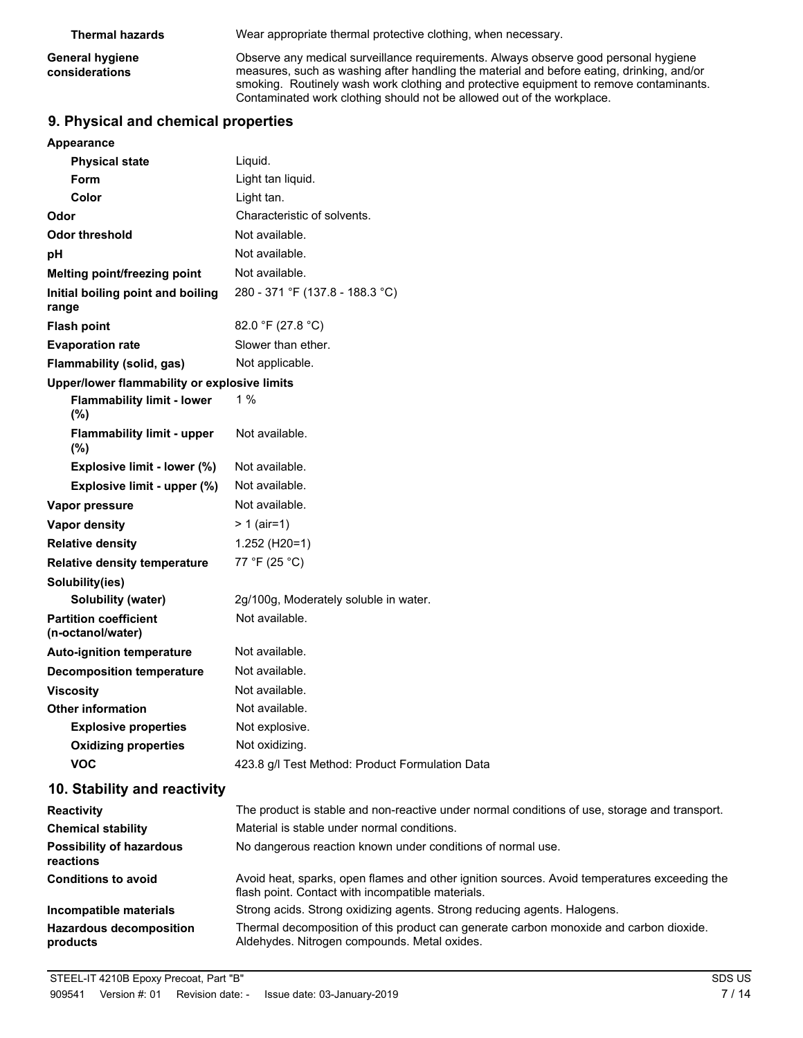| | |
|---|---|
| **Thermal hazards** | Wear appropriate thermal protective clothing, when necessary. |
| **General hygiene considerations** | Observe any medical surveillance requirements. Always observe good personal hygiene measures, such as washing after handling the material and before eating, drinking, and/or smoking. Routinely wash work clothing and protective equipment to remove contaminants. Contaminated work clothing should not be allowed out of the workplace. |

## 9. Physical and chemical properties

| | |
|---|---|
| **Appearance** | |
| **Physical state** | Liquid. |
| **Form** | Light tan liquid. |
| **Color** | Light tan. |
| **Odor** | Characteristic of solvents. |
| **Odor threshold** | Not available. |
| **pH** | Not available. |
| **Melting point/freezing point** | Not available. |
| **Initial boiling point and boiling range** | 280 - 371 °F (137.8 - 188.3 °C) |
| **Flash point** | 82.0 °F (27.8 °C) |
| **Evaporation rate** | Slower than ether. |
| **Flammability (solid, gas)** | Not applicable. |
| **Upper/lower flammability or explosive limits** | |
| **Flammability limit - lower (%)** | 1 % |
| **Flammability limit - upper (%)** | Not available. |
| **Explosive limit - lower (%)** | Not available. |
| **Explosive limit - upper (%)** | Not available. |
| **Vapor pressure** | Not available. |
| **Vapor density** | > 1 (air=1) |
| **Relative density** | 1.252 (H20=1) |
| **Relative density temperature** | 77 °F (25 °C) |
| **Solubility(ies)** | |
| **Solubility (water)** | 2g/100g, Moderately soluble in water. |
| **Partition coefficient (n-octanol/water)** | Not available. |
| **Auto-ignition temperature** | Not available. |
| **Decomposition temperature** | Not available. |
| **Viscosity** | Not available. |
| **Other information** | Not available. |
| **Explosive properties** | Not explosive. |
| **Oxidizing properties** | Not oxidizing. |
| **VOC** | 423.8 g/l Test Method: Product Formulation Data |

## 10. Stability and reactivity

| | |
|---|---|
| **Reactivity** | The product is stable and non-reactive under normal conditions of use, storage and transport. |
| **Chemical stability** | Material is stable under normal conditions. |
| **Possibility of hazardous reactions** | No dangerous reaction known under conditions of normal use. |
| **Conditions to avoid** | Avoid heat, sparks, open flames and other ignition sources. Avoid temperatures exceeding the flash point. Contact with incompatible materials. |
| **Incompatible materials** | Strong acids. Strong oxidizing agents. Strong reducing agents. Halogens. |
| **Hazardous decomposition products** | Thermal decomposition of this product can generate carbon monoxide and carbon dioxide. Aldehydes. Nitrogen compounds. Metal oxides. |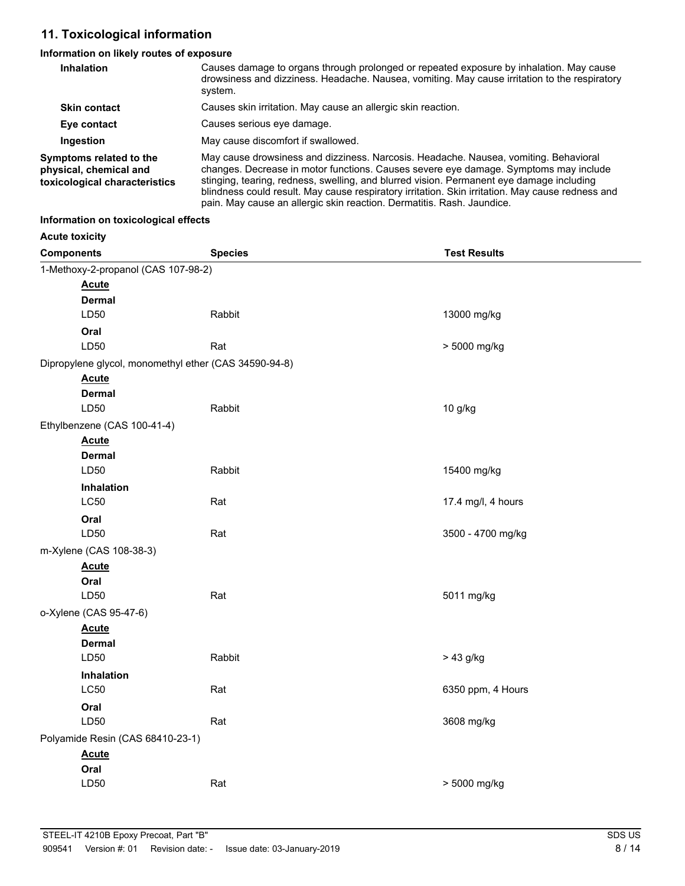## 11. Toxicological information

### Information on likely routes of exposure

| | |
|---|---|
| **Inhalation** | Causes damage to organs through prolonged or repeated exposure by inhalation. May cause drowsiness and dizziness. Headache. Nausea, vomiting. May cause irritation to the respiratory system. |
| **Skin contact** | Causes skin irritation. May cause an allergic skin reaction. |
| **Eye contact** | Causes serious eye damage. |
| **Ingestion** | May cause discomfort if swallowed. |
| **Symptoms related to the physical, chemical and toxicological characteristics** | May cause drowsiness and dizziness. Narcosis. Headache. Nausea, vomiting. Behavioral changes. Decrease in motor functions. Causes severe eye damage. Symptoms may include stinging, tearing, redness, swelling, and blurred vision. Permanent eye damage including blindness could result. May cause respiratory irritation. Skin irritation. May cause redness and pain. May cause an allergic skin reaction. Dermatitis. Rash. Jaundice. |

### Information on toxicological effects

**Acute toxicity**

| Components | Species | Test Results |
|---|---|---|
| 1-Methoxy-2-propanol (CAS 107-98-2) | | |
| **Acute** | | |
| **Dermal** | | |
| LD50 | Rabbit | 13000 mg/kg |
| **Oral** | | |
| LD50 | Rat | > 5000 mg/kg |
| Dipropylene glycol, monomethyl ether (CAS 34590-94-8) | | |
| **Acute** | | |
| **Dermal** | | |
| LD50 | Rabbit | 10 g/kg |
| Ethylbenzene (CAS 100-41-4) | | |
| **Acute** | | |
| **Dermal** | | |
| LD50 | Rabbit | 15400 mg/kg |
| **Inhalation** | | |
| LC50 | Rat | 17.4 mg/l, 4 hours |
| **Oral** | | |
| LD50 | Rat | 3500 - 4700 mg/kg |
| m-Xylene (CAS 108-38-3) | | |
| **Acute** | | |
| **Oral** | | |
| LD50 | Rat | 5011 mg/kg |
| o-Xylene (CAS 95-47-6) | | |
| **Acute** | | |
| **Dermal** | | |
| LD50 | Rabbit | > 43 g/kg |
| **Inhalation** | | |
| LC50 | Rat | 6350 ppm, 4 Hours |
| **Oral** | | |
| LD50 | Rat | 3608 mg/kg |
| Polyamide Resin (CAS 68410-23-1) | | |
| **Acute** | | |
| **Oral** | | |
| LD50 | Rat | > 5000 mg/kg |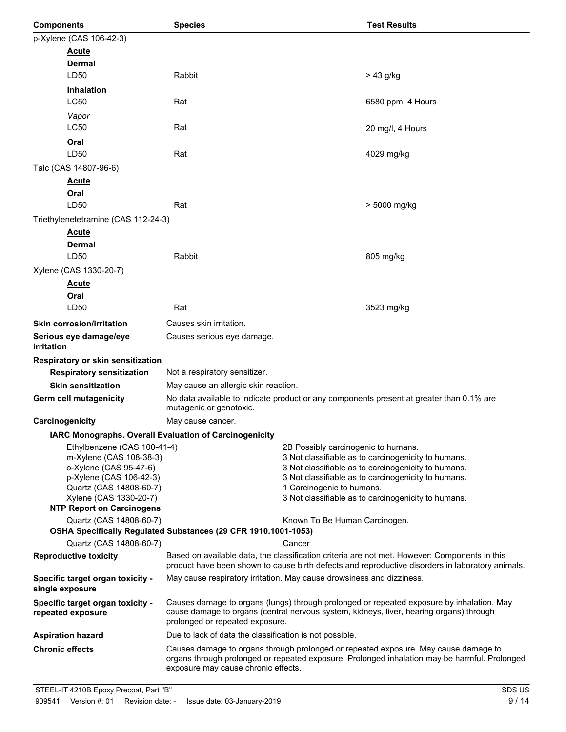| Components | Species | Test Results |
|---|---|---|
| p-Xylene (CAS 106-42-3) | | |
| **Acute** | | |
| **Dermal** | | |
| LD50 | Rabbit | > 43 g/kg |
| **Inhalation** | | |
| LC50 | Rat | 6580 ppm, 4 Hours |
| *Vapor* | | |
| LC50 | Rat | 20 mg/l, 4 Hours |
| **Oral** | | |
| LD50 | Rat | 4029 mg/kg |
| Talc (CAS 14807-96-6) | | |
| **Acute** | | |
| **Oral** | | |
| LD50 | Rat | > 5000 mg/kg |
| Triethylenetetramine (CAS 112-24-3) | | |
| **Acute** | | |
| **Dermal** | | |
| LD50 | Rabbit | 805 mg/kg |
| Xylene (CAS 1330-20-7) | | |
| **Acute** | | |
| **Oral** | | |
| LD50 | Rat | 3523 mg/kg |

**Skin corrosion/irritation**: Causes skin irritation.

**Serious eye damage/eye irritation**: Causes serious eye damage.

**Respiratory or skin sensitization**

**Respiratory sensitization**: Not a respiratory sensitizer.

**Skin sensitization**: May cause an allergic skin reaction.

**Germ cell mutagenicity**: No data available to indicate product or any components present at greater than 0.1% are mutagenic or genotoxic.

**Carcinogenicity**: May cause cancer.

**IARC Monographs. Overall Evaluation of Carcinogenicity**

| | |
|---|---|
| Ethylbenzene (CAS 100-41-4) | 2B Possibly carcinogenic to humans. |
| m-Xylene (CAS 108-38-3) | 3 Not classifiable as to carcinogenicity to humans. |
| o-Xylene (CAS 95-47-6) | 3 Not classifiable as to carcinogenicity to humans. |
| p-Xylene (CAS 106-42-3) | 3 Not classifiable as to carcinogenicity to humans. |
| Quartz (CAS 14808-60-7) | 1 Carcinogenic to humans. |
| Xylene (CAS 1330-20-7) | 3 Not classifiable as to carcinogenicity to humans. |

**NTP Report on Carcinogens**

| | |
|---|---|
| Quartz (CAS 14808-60-7) | Known To Be Human Carcinogen. |

**OSHA Specifically Regulated Substances (29 CFR 1910.1001-1053)**

| | |
|---|---|
| Quartz (CAS 14808-60-7) | Cancer |

**Reproductive toxicity**: Based on available data, the classification criteria are not met. However: Components in this product have been shown to cause birth defects and reproductive disorders in laboratory animals.

**Specific target organ toxicity - single exposure**: May cause respiratory irritation. May cause drowsiness and dizziness.

**Specific target organ toxicity - repeated exposure**: Causes damage to organs (lungs) through prolonged or repeated exposure by inhalation. May cause damage to organs (central nervous system, kidneys, liver, hearing organs) through prolonged or repeated exposure.

**Aspiration hazard**: Due to lack of data the classification is not possible.

**Chronic effects**: Causes damage to organs through prolonged or repeated exposure. May cause damage to organs through prolonged or repeated exposure. Prolonged inhalation may be harmful. Prolonged exposure may cause chronic effects.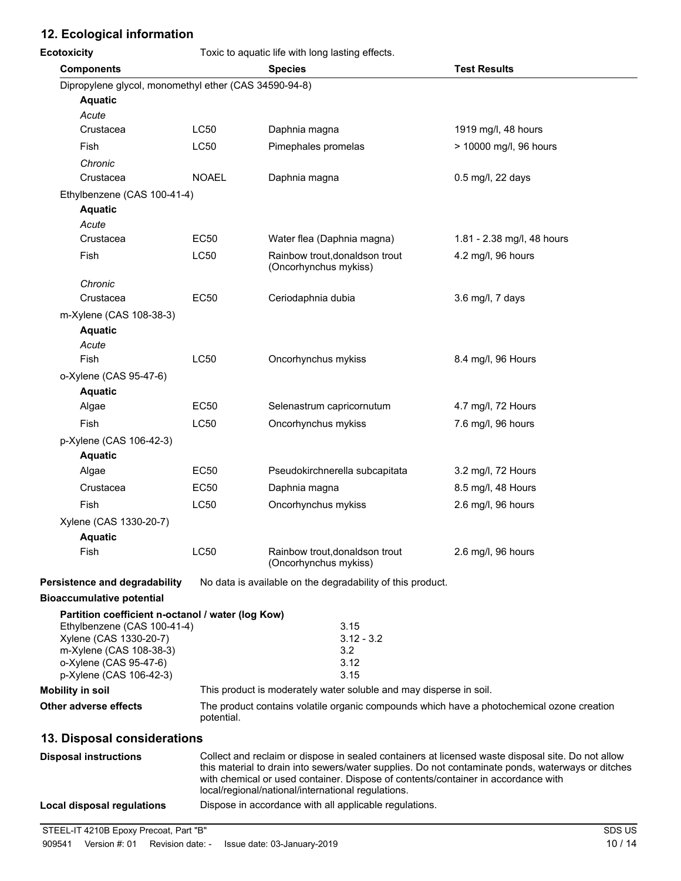## 12. Ecological information

**Ecotoxicity** Toxic to aquatic life with long lasting effects.

| Components | | Species | Test Results |
|---|---|---|---|
| Dipropylene glycol, monomethyl ether (CAS 34590-94-8) | | | |
| **Aquatic** | | | |
| *Acute* | | | |
| Crustacea | LC50 | Daphnia magna | 1919 mg/l, 48 hours |
| Fish | LC50 | Pimephales promelas | > 10000 mg/l, 96 hours |
| *Chronic* | | | |
| Crustacea | NOAEL | Daphnia magna | 0.5 mg/l, 22 days |
| Ethylbenzene (CAS 100-41-4) | | | |
| **Aquatic** | | | |
| *Acute* | | | |
| Crustacea | EC50 | Water flea (Daphnia magna) | 1.81 - 2.38 mg/l, 48 hours |
| Fish | LC50 | Rainbow trout,donaldson trout (Oncorhynchus mykiss) | 4.2 mg/l, 96 hours |
| *Chronic* | | | |
| Crustacea | EC50 | Ceriodaphnia dubia | 3.6 mg/l, 7 days |
| m-Xylene (CAS 108-38-3) | | | |
| **Aquatic** | | | |
| *Acute* | | | |
| Fish | LC50 | Oncorhynchus mykiss | 8.4 mg/l, 96 Hours |
| o-Xylene (CAS 95-47-6) | | | |
| **Aquatic** | | | |
| Algae | EC50 | Selenastrum capricornutum | 4.7 mg/l, 72 Hours |
| Fish | LC50 | Oncorhynchus mykiss | 7.6 mg/l, 96 hours |
| p-Xylene (CAS 106-42-3) | | | |
| **Aquatic** | | | |
| Algae | EC50 | Pseudokirchnerella subcapitata | 3.2 mg/l, 72 Hours |
| Crustacea | EC50 | Daphnia magna | 8.5 mg/l, 48 Hours |
| Fish | LC50 | Oncorhynchus mykiss | 2.6 mg/l, 96 hours |
| Xylene (CAS 1330-20-7) | | | |
| **Aquatic** | | | |
| Fish | LC50 | Rainbow trout,donaldson trout (Oncorhynchus mykiss) | 2.6 mg/l, 96 hours |

**Persistence and degradability** No data is available on the degradability of this product.

**Bioaccumulative potential**

**Partition coefficient n-octanol / water (log Kow)**

| | |
|---|---|
| Ethylbenzene (CAS 100-41-4) | 3.15 |
| Xylene (CAS 1330-20-7) | 3.12 - 3.2 |
| m-Xylene (CAS 108-38-3) | 3.2 |
| o-Xylene (CAS 95-47-6) | 3.12 |
| p-Xylene (CAS 106-42-3) | 3.15 |

**Mobility in soil** This product is moderately water soluble and may disperse in soil.

**Other adverse effects** The product contains volatile organic compounds which have a photochemical ozone creation potential.

## 13. Disposal considerations

**Disposal instructions** Collect and reclaim or dispose in sealed containers at licensed waste disposal site. Do not allow this material to drain into sewers/water supplies. Do not contaminate ponds, waterways or ditches with chemical or used container. Dispose of contents/container in accordance with local/regional/national/international regulations.

**Local disposal regulations** Dispose in accordance with all applicable regulations.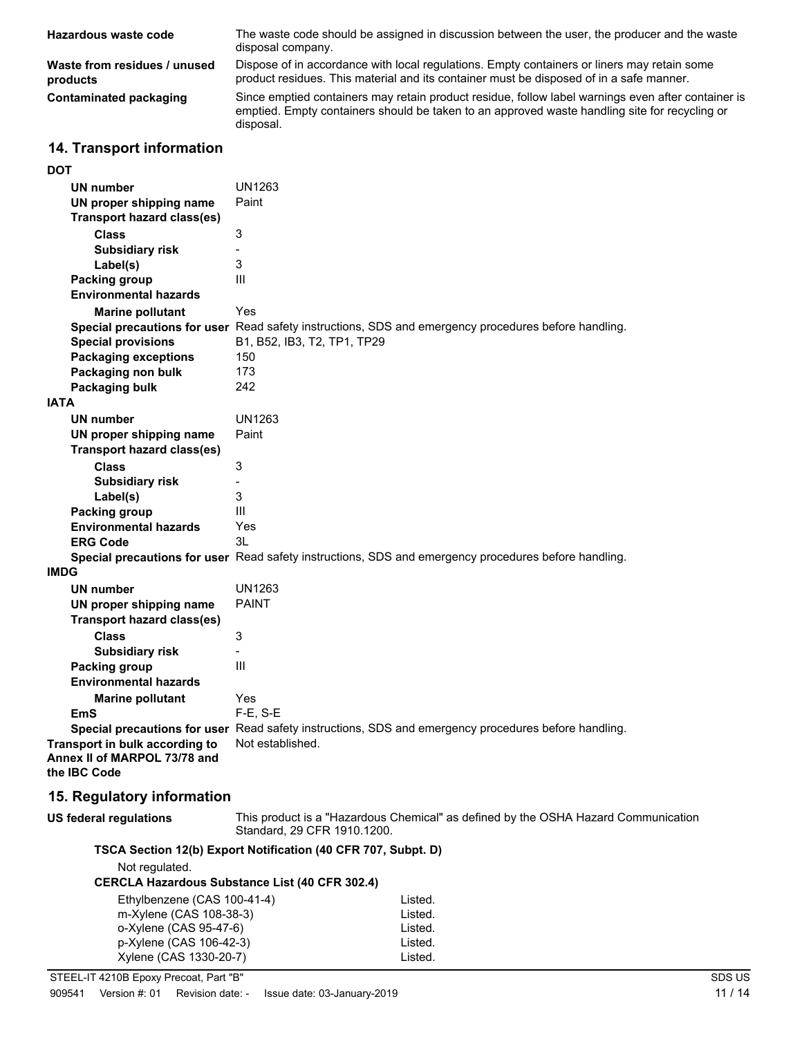**Hazardous waste code**
The waste code should be assigned in discussion between the user, the producer and the waste disposal company.

**Waste from residues / unused products**
Dispose of in accordance with local regulations. Empty containers or liners may retain some product residues. This material and its container must be disposed of in a safe manner.

**Contaminated packaging**
Since emptied containers may retain product residue, follow label warnings even after container is emptied. Empty containers should be taken to an approved waste handling site for recycling or disposal.

## 14. Transport information

**DOT**

| | |
|---|---|
| **UN number** | UN1263 |
| **UN proper shipping name** | Paint |
| **Transport hazard class(es)** | |
| **Class** | 3 |
| **Subsidiary risk** | - |
| **Label(s)** | 3 |
| **Packing group** | III |
| **Environmental hazards** | |
| **Marine pollutant** | Yes |
| **Special precautions for user** | Read safety instructions, SDS and emergency procedures before handling. |
| **Special provisions** | B1, B52, IB3, T2, TP1, TP29 |
| **Packaging exceptions** | 150 |
| **Packaging non bulk** | 173 |
| **Packaging bulk** | 242 |

**IATA**

| | |
|---|---|
| **UN number** | UN1263 |
| **UN proper shipping name** | Paint |
| **Transport hazard class(es)** | |
| **Class** | 3 |
| **Subsidiary risk** | - |
| **Label(s)** | 3 |
| **Packing group** | III |
| **Environmental hazards** | Yes |
| **ERG Code** | 3L |
| **Special precautions for user** | Read safety instructions, SDS and emergency procedures before handling. |

**IMDG**

| | |
|---|---|
| **UN number** | UN1263 |
| **UN proper shipping name** | PAINT |
| **Transport hazard class(es)** | |
| **Class** | 3 |
| **Subsidiary risk** | - |
| **Packing group** | III |
| **Environmental hazards** | |
| **Marine pollutant** | Yes |
| **EmS** | F-E, S-E |
| **Special precautions for user** | Read safety instructions, SDS and emergency procedures before handling. |

**Transport in bulk according to Annex II of MARPOL 73/78 and the IBC Code**
Not established.

## 15. Regulatory information

**US federal regulations**
This product is a "Hazardous Chemical" as defined by the OSHA Hazard Communication Standard, 29 CFR 1910.1200.

**TSCA Section 12(b) Export Notification (40 CFR 707, Subpt. D)**

Not regulated.

**CERCLA Hazardous Substance List (40 CFR 302.4)**

| | |
|---|---|
| Ethylbenzene (CAS 100-41-4) | Listed. |
| m-Xylene (CAS 108-38-3) | Listed. |
| o-Xylene (CAS 95-47-6) | Listed. |
| p-Xylene (CAS 106-42-3) | Listed. |
| Xylene (CAS 1330-20-7) | Listed. |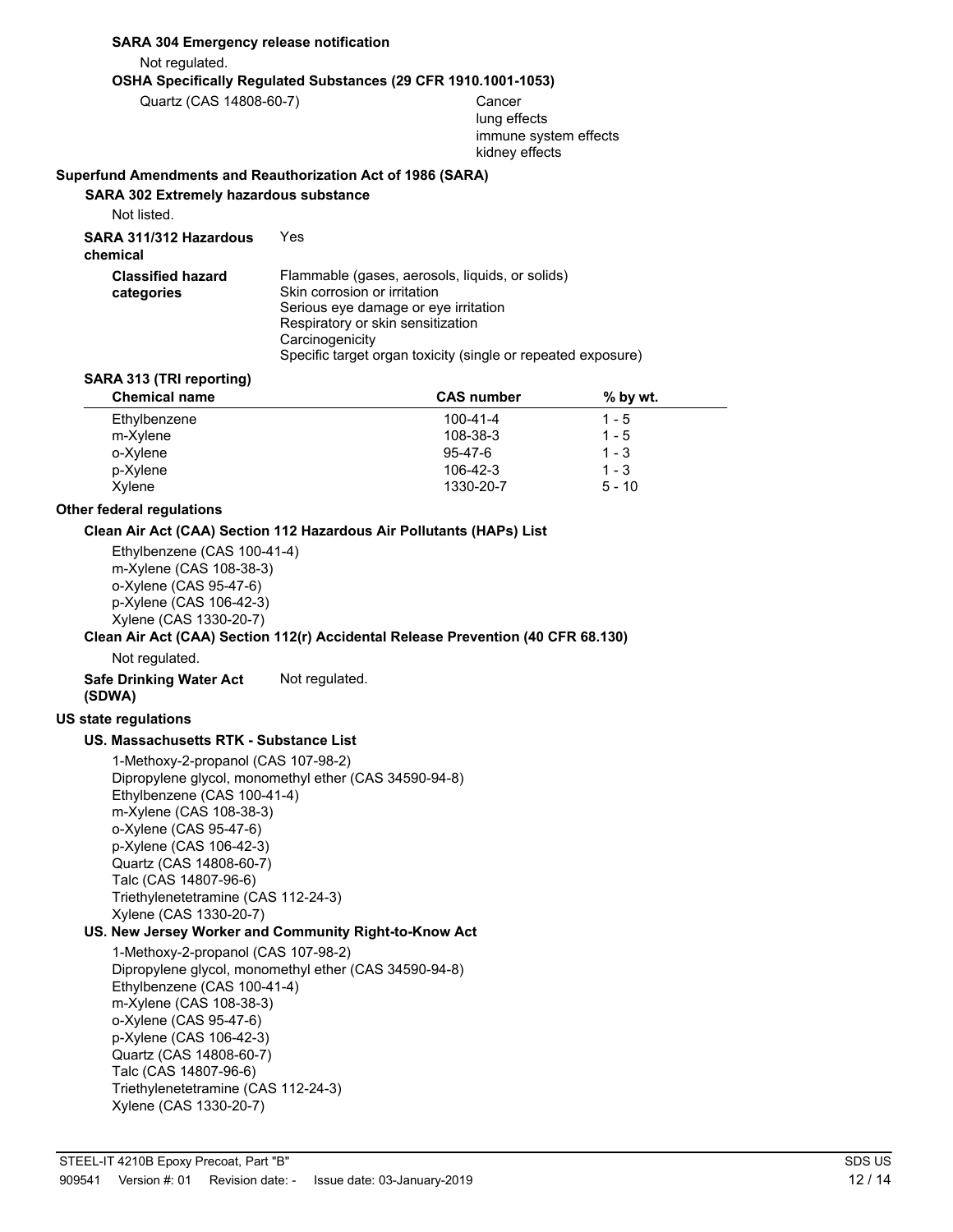**SARA 304 Emergency release notification**

Not regulated.

**OSHA Specifically Regulated Substances (29 CFR 1910.1001-1053)**

| | |
|---|---|
| Quartz (CAS 14808-60-7) | Cancer<br>lung effects<br>immune system effects<br>kidney effects |

## Superfund Amendments and Reauthorization Act of 1986 (SARA)

**SARA 302 Extremely hazardous substance**

Not listed.

**SARA 311/312 Hazardous chemical** Yes

**Classified hazard categories**

Flammable (gases, aerosols, liquids, or solids)
Skin corrosion or irritation
Serious eye damage or eye irritation
Respiratory or skin sensitization
Carcinogenicity
Specific target organ toxicity (single or repeated exposure)

**SARA 313 (TRI reporting)**

| Chemical name | CAS number | % by wt. |
|---|---|---|
| Ethylbenzene | 100-41-4 | 1 - 5 |
| m-Xylene | 108-38-3 | 1 - 5 |
| o-Xylene | 95-47-6 | 1 - 3 |
| p-Xylene | 106-42-3 | 1 - 3 |
| Xylene | 1330-20-7 | 5 - 10 |

## Other federal regulations

**Clean Air Act (CAA) Section 112 Hazardous Air Pollutants (HAPs) List**

Ethylbenzene (CAS 100-41-4)
m-Xylene (CAS 108-38-3)
o-Xylene (CAS 95-47-6)
p-Xylene (CAS 106-42-3)
Xylene (CAS 1330-20-7)

**Clean Air Act (CAA) Section 112(r) Accidental Release Prevention (40 CFR 68.130)**

Not regulated.

**Safe Drinking Water Act (SDWA)** Not regulated.

## US state regulations

**US. Massachusetts RTK - Substance List**

1-Methoxy-2-propanol (CAS 107-98-2)
Dipropylene glycol, monomethyl ether (CAS 34590-94-8)
Ethylbenzene (CAS 100-41-4)
m-Xylene (CAS 108-38-3)
o-Xylene (CAS 95-47-6)
p-Xylene (CAS 106-42-3)
Quartz (CAS 14808-60-7)
Talc (CAS 14807-96-6)
Triethylenetetramine (CAS 112-24-3)
Xylene (CAS 1330-20-7)

**US. New Jersey Worker and Community Right-to-Know Act**

1-Methoxy-2-propanol (CAS 107-98-2)
Dipropylene glycol, monomethyl ether (CAS 34590-94-8)
Ethylbenzene (CAS 100-41-4)
m-Xylene (CAS 108-38-3)
o-Xylene (CAS 95-47-6)
p-Xylene (CAS 106-42-3)
Quartz (CAS 14808-60-7)
Talc (CAS 14807-96-6)
Triethylenetetramine (CAS 112-24-3)
Xylene (CAS 1330-20-7)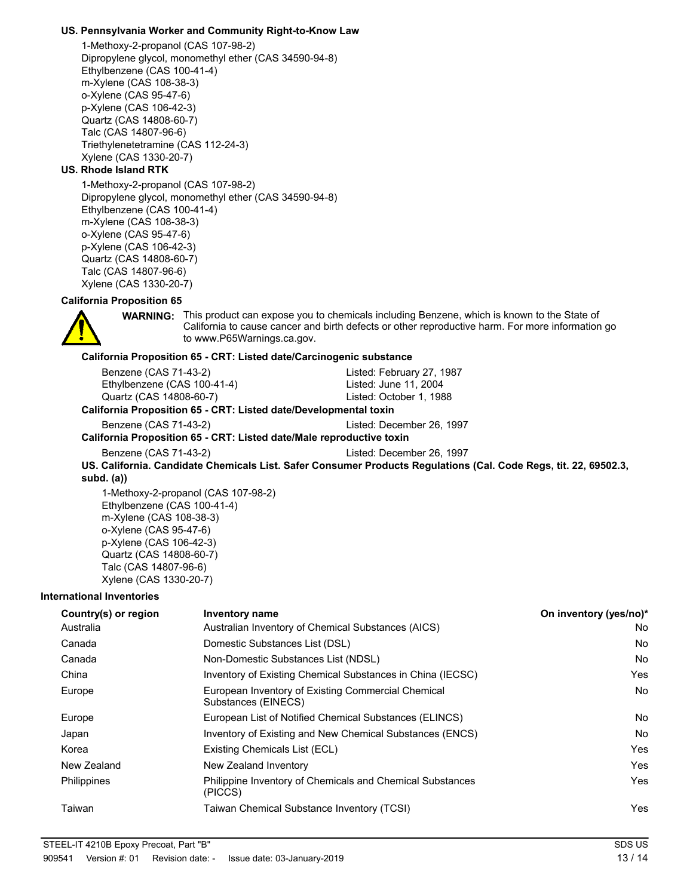**US. Pennsylvania Worker and Community Right-to-Know Law**

1-Methoxy-2-propanol (CAS 107-98-2)
Dipropylene glycol, monomethyl ether (CAS 34590-94-8)
Ethylbenzene (CAS 100-41-4)
m-Xylene (CAS 108-38-3)
o-Xylene (CAS 95-47-6)
p-Xylene (CAS 106-42-3)
Quartz (CAS 14808-60-7)
Talc (CAS 14807-96-6)
Triethylenetetramine (CAS 112-24-3)
Xylene (CAS 1330-20-7)

**US. Rhode Island RTK**

1-Methoxy-2-propanol (CAS 107-98-2)
Dipropylene glycol, monomethyl ether (CAS 34590-94-8)
Ethylbenzene (CAS 100-41-4)
m-Xylene (CAS 108-38-3)
o-Xylene (CAS 95-47-6)
p-Xylene (CAS 106-42-3)
Quartz (CAS 14808-60-7)
Talc (CAS 14807-96-6)
Xylene (CAS 1330-20-7)

**California Proposition 65**

**WARNING:** This product can expose you to chemicals including Benzene, which is known to the State of California to cause cancer and birth defects or other reproductive harm. For more information go to www.P65Warnings.ca.gov.

**California Proposition 65 - CRT: Listed date/Carcinogenic substance**

| | |
|---|---|
| Benzene (CAS 71-43-2) | Listed: February 27, 1987 |
| Ethylbenzene (CAS 100-41-4) | Listed: June 11, 2004 |
| Quartz (CAS 14808-60-7) | Listed: October 1, 1988 |

**California Proposition 65 - CRT: Listed date/Developmental toxin**

| | |
|---|---|
| Benzene (CAS 71-43-2) | Listed: December 26, 1997 |

**California Proposition 65 - CRT: Listed date/Male reproductive toxin**

| | |
|---|---|
| Benzene (CAS 71-43-2) | Listed: December 26, 1997 |

**US. California. Candidate Chemicals List. Safer Consumer Products Regulations (Cal. Code Regs, tit. 22, 69502.3, subd. (a))**

1-Methoxy-2-propanol (CAS 107-98-2)
Ethylbenzene (CAS 100-41-4)
m-Xylene (CAS 108-38-3)
o-Xylene (CAS 95-47-6)
p-Xylene (CAS 106-42-3)
Quartz (CAS 14808-60-7)
Talc (CAS 14807-96-6)
Xylene (CAS 1330-20-7)

**International Inventories**

| Country(s) or region | Inventory name | On inventory (yes/no)* |
|---|---|---|
| Australia | Australian Inventory of Chemical Substances (AICS) | No |
| Canada | Domestic Substances List (DSL) | No |
| Canada | Non-Domestic Substances List (NDSL) | No |
| China | Inventory of Existing Chemical Substances in China (IECSC) | Yes |
| Europe | European Inventory of Existing Commercial Chemical Substances (EINECS) | No |
| Europe | European List of Notified Chemical Substances (ELINCS) | No |
| Japan | Inventory of Existing and New Chemical Substances (ENCS) | No |
| Korea | Existing Chemicals List (ECL) | Yes |
| New Zealand | New Zealand Inventory | Yes |
| Philippines | Philippine Inventory of Chemicals and Chemical Substances (PICCS) | Yes |
| Taiwan | Taiwan Chemical Substance Inventory (TCSI) | Yes |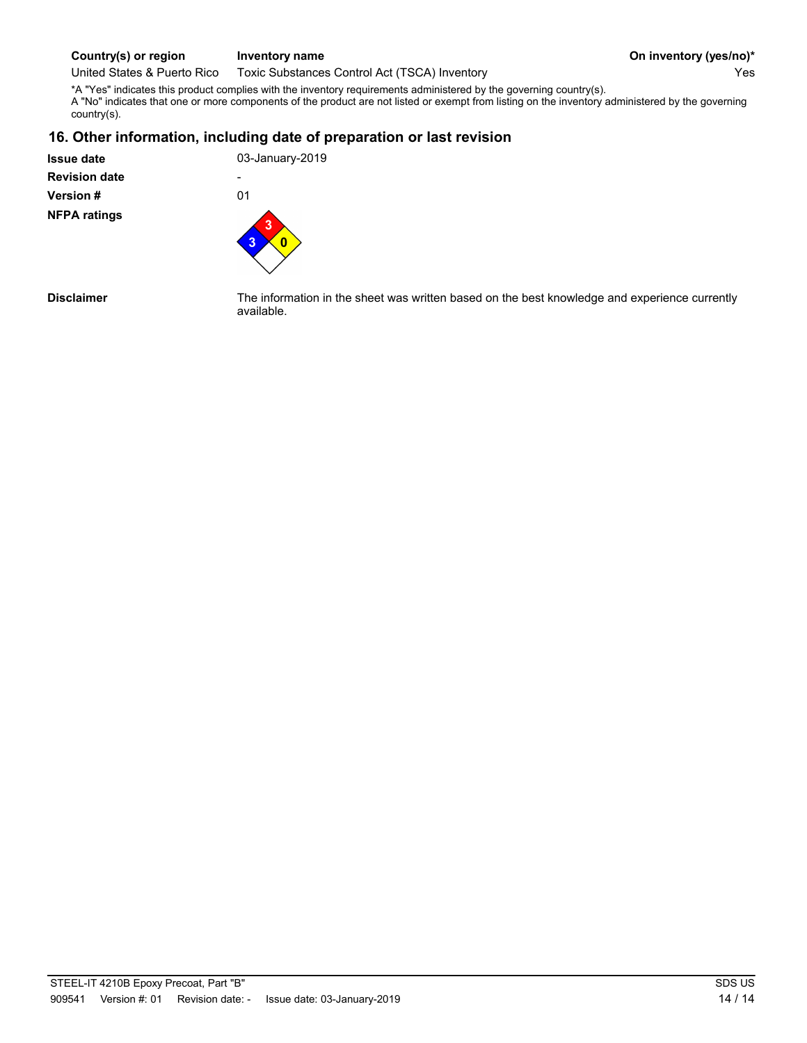| Country(s) or region | Inventory name | On inventory (yes/no)* |
| --- | --- | --- |
| United States & Puerto Rico | Toxic Substances Control Act (TSCA) Inventory | Yes |

*A "Yes" indicates this product complies with the inventory requirements administered by the governing country(s).
A "No" indicates that one or more components of the product are not listed or exempt from listing on the inventory administered by the governing country(s).

## 16. Other information, including date of preparation or last revision

**Issue date** 03-January-2019

**Revision date** -

**Version #** 01

**NFPA ratings**

3
3 0

**Disclaimer** The information in the sheet was written based on the best knowledge and experience currently available.